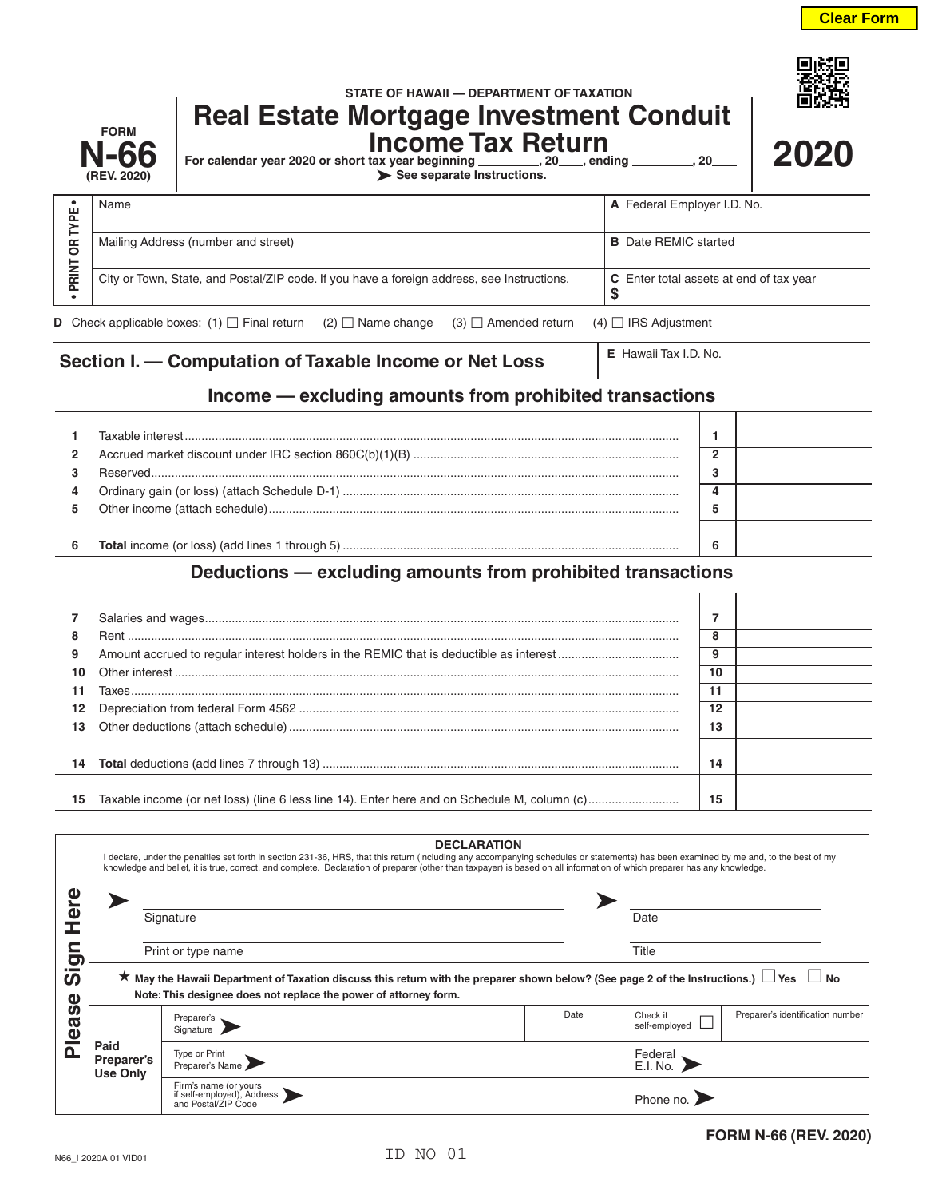Clear Form

STATE OF HAWAII — DEPARTMENT OF TAXATION

FORM **N-66** (REV. 2020)

# Real Estate Mortgage Investment Conduit Income Tax Return

**2020**

For calendar year 2020 or short tax year beginning _________, 20___, ending _________, 20___

➤ See separate Instructions.

• PRINT OR TYPE •

| | |
|---|---|
| Name | A Federal Employer I.D. No. |
| Mailing Address (number and street) | B Date REMIC started |
| City or Town, State, and Postal/ZIP code. If you have a foreign address, see Instructions. | C Enter total assets at end of tax year $ |

D Check applicable boxes: (1) ☐ Final return (2) ☐ Name change (3) ☐ Amended return (4) ☐ IRS Adjustment

## Section I. — Computation of Taxable Income or Net Loss

E Hawaii Tax I.D. No.

### Income — excluding amounts from prohibited transactions

| | | | |
|---|---|---|---|
| 1 | Taxable interest | 1 | |
| 2 | Accrued market discount under IRC section 860C(b)(1)(B) | 2 | |
| 3 | Reserved | 3 | |
| 4 | Ordinary gain (or loss) (attach Schedule D-1) | 4 | |
| 5 | Other income (attach schedule) | 5 | |
| 6 | **Total** income (or loss) (add lines 1 through 5) | 6 | |

### Deductions — excluding amounts from prohibited transactions

| | | | |
|---|---|---|---|
| 7 | Salaries and wages | 7 | |
| 8 | Rent | 8 | |
| 9 | Amount accrued to regular interest holders in the REMIC that is deductible as interest | 9 | |
| 10 | Other interest | 10 | |
| 11 | Taxes | 11 | |
| 12 | Depreciation from federal Form 4562 | 12 | |
| 13 | Other deductions (attach schedule) | 13 | |
| 14 | **Total** deductions (add lines 7 through 13) | 14 | |
| 15 | Taxable income (or net loss) (line 6 less line 14). Enter here and on Schedule M, column (c) | 15 | |

## Please Sign Here

**DECLARATION**

I declare, under the penalties set forth in section 231-36, HRS, that this return (including any accompanying schedules or statements) has been examined by me and, to the best of my knowledge and belief, it is true, correct, and complete. Declaration of preparer (other than taxpayer) is based on all information of which preparer has any knowledge.

➤ ______________________ Signature ➤ ______________________ Date

______________________ Print or type name ______________________ Title

★ **May the Hawaii Department of Taxation discuss this return with the preparer shown below? (See page 2 of the Instructions.)** ☐ **Yes** ☐ **No**

**Note: This designee does not replace the power of attorney form.**

**Paid Preparer's Use Only**

| | | | |
|---|---|---|---|
| Preparer's Signature ➤ | Date | Check if self-employed ☐ | Preparer's identification number |
| Type or Print Preparer's Name ➤ | | Federal E.I. No. ➤ | |
| Firm's name (or yours if self-employed), Address and Postal/ZIP Code ➤ | | Phone no. ➤ | |

FORM N-66 (REV. 2020)

N66_I 2020A 01 VID01

ID NO 01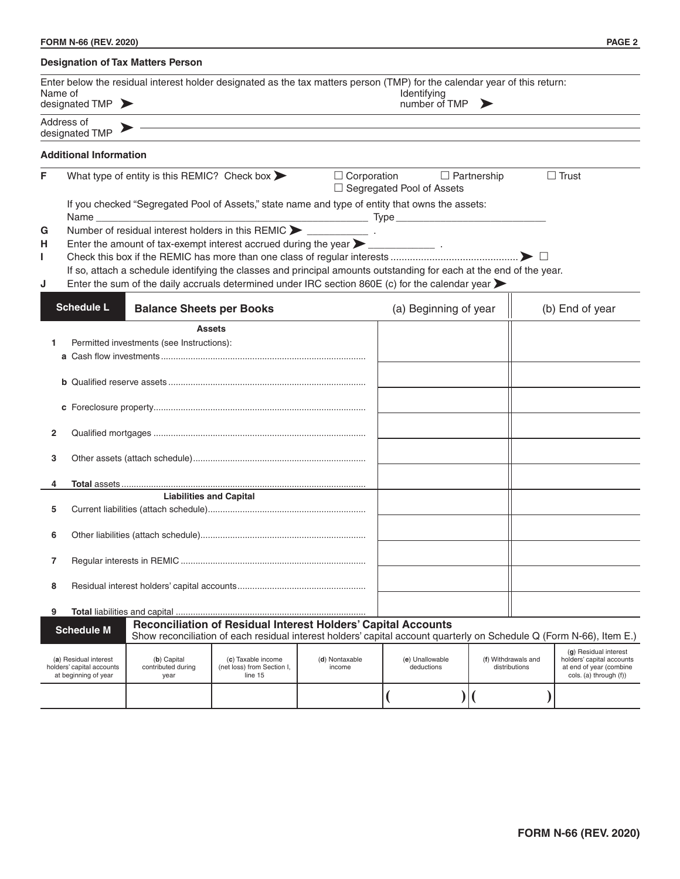## Designation of Tax Matters Person

Enter below the residual interest holder designated as the tax matters person (TMP) for the calendar year of this return:

Name of designated TMP ➤ Identifying number of TMP ➤

Address of designated TMP ➤

## Additional Information

**F** What type of entity is this REMIC? Check box ➤ ☐ Corporation ☐ Partnership ☐ Trust ☐ Segregated Pool of Assets

If you checked "Segregated Pool of Assets," state name and type of entity that owns the assets:

Name ______________________________ Type ______________________________

**G** Number of residual interest holders in this REMIC ➤ __________ .

**H** Enter the amount of tax-exempt interest accrued during the year ➤ __________ .

**I** Check this box if the REMIC has more than one class of regular interests ➤ ☐

If so, attach a schedule identifying the classes and principal amounts outstanding for each at the end of the year.

**J** Enter the sum of the daily accruals determined under IRC section 860E (c) for the calendar year ➤

## Schedule L — Balance Sheets per Books

| | | (a) Beginning of year | (b) End of year |
|---|---|---|---|
| | **Assets** | | |
| 1 | Permitted investments (see Instructions): | | |
| | **a** Cash flow investments | | |
| | **b** Qualified reserve assets | | |
| | **c** Foreclosure property | | |
| 2 | Qualified mortgages | | |
| 3 | Other assets (attach schedule) | | |
| 4 | **Total** assets | | |
| | **Liabilities and Capital** | | |
| 5 | Current liabilities (attach schedule) | | |
| 6 | Other liabilities (attach schedule) | | |
| 7 | Regular interests in REMIC | | |
| 8 | Residual interest holders' capital accounts | | |
| 9 | **Total** liabilities and capital | | |

## Schedule M — Reconciliation of Residual Interest Holders' Capital Accounts

Show reconciliation of each residual interest holders' capital account quarterly on Schedule Q (Form N-66), Item E.)

| (a) Residual interest holders' capital accounts at beginning of year | (b) Capital contributed during year | (c) Taxable income (net loss) from Section I, line 15 | (d) Nontaxable income | (e) Unallowable deductions | (f) Withdrawals and distributions | (g) Residual interest holders' capital accounts at end of year (combine cols. (a) through (f)) |
|---|---|---|---|---|---|---|
| | | | | ( ) | ( ) | |